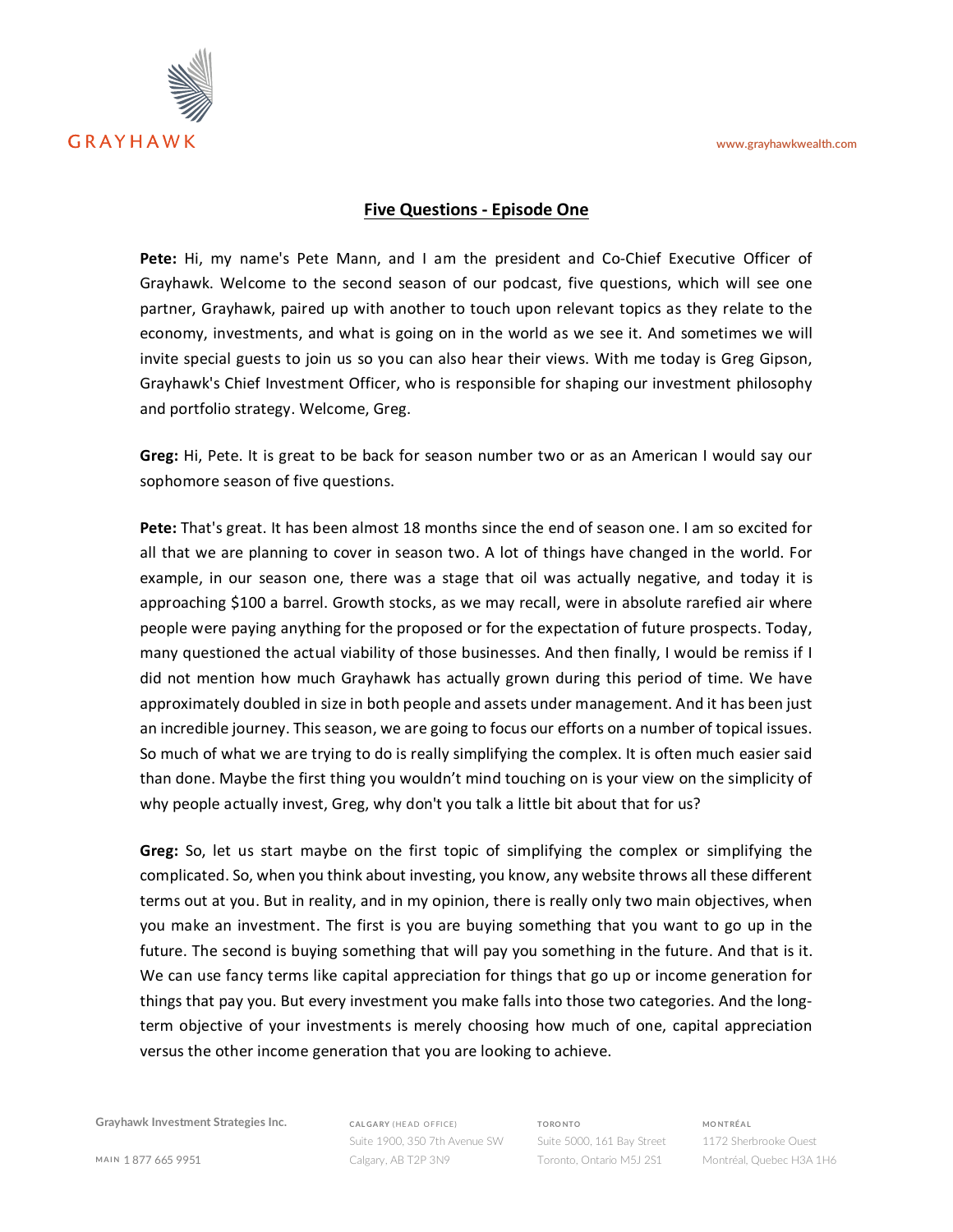# Five Questions - Episode One

**Pete:** Hi, my name's Pete Mann, and I am the president and Co-Chief Executive Officer of Grayhawk. Welcome to the second season of our podcast, five questions, which will see one partner, Grayhawk, paired up with another to touch upon relevant topics as they relate to the economy, investments, and what is going on in the world as we see it. And sometimes we will invite special guests to join us so you can also hear their views. With me today is Greg Gipson, Grayhawk's Chief Investment Officer, who is responsible for shaping our investment philosophy and portfolio strategy. Welcome, Greg.

**Greg:** Hi, Pete. It is great to be back for season number two or as an American I would say our sophomore season of five questions.

**Pete:** That's great. It has been almost 18 months since the end of season one. I am so excited for all that we are planning to cover in season two. A lot of things have changed in the world. For example, in our season one, there was a stage that oil was actually negative, and today it is approaching $100 a barrel. Growth stocks, as we may recall, were in absolute rarefied air where people were paying anything for the proposed or for the expectation of future prospects. Today, many questioned the actual viability of those businesses. And then finally, I would be remiss if I did not mention how much Grayhawk has actually grown during this period of time. We have approximately doubled in size in both people and assets under management. And it has been just an incredible journey. This season, we are going to focus our efforts on a number of topical issues. So much of what we are trying to do is really simplifying the complex. It is often much easier said than done. Maybe the first thing you wouldn't mind touching on is your view on the simplicity of why people actually invest, Greg, why don't you talk a little bit about that for us?

**Greg:** So, let us start maybe on the first topic of simplifying the complex or simplifying the complicated. So, when you think about investing, you know, any website throws all these different terms out at you. But in reality, and in my opinion, there is really only two main objectives, when you make an investment. The first is you are buying something that you want to go up in the future. The second is buying something that will pay you something in the future. And that is it. We can use fancy terms like capital appreciation for things that go up or income generation for things that pay you. But every investment you make falls into those two categories. And the long-term objective of your investments is merely choosing how much of one, capital appreciation versus the other income generation that you are looking to achieve.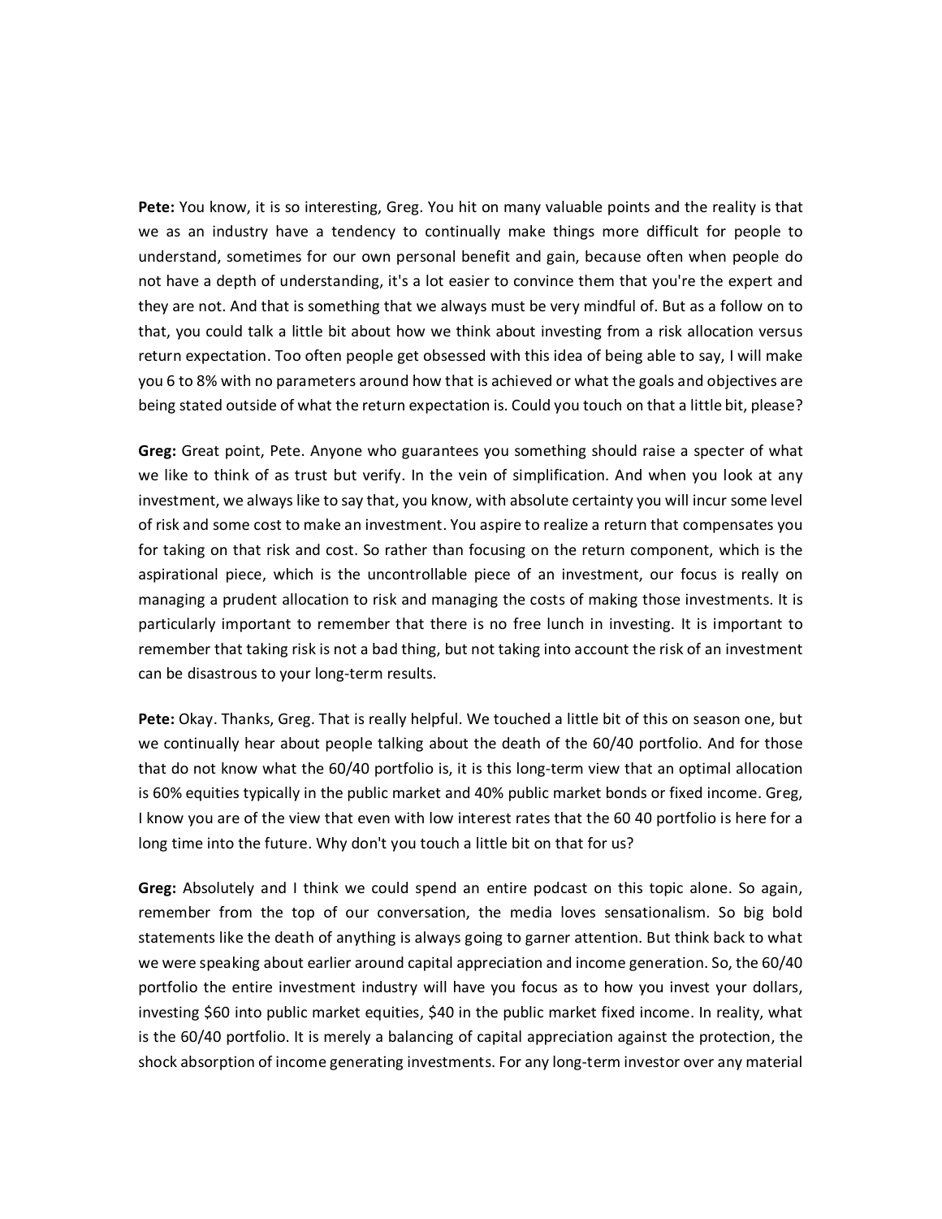**Pete:** You know, it is so interesting, Greg. You hit on many valuable points and the reality is that we as an industry have a tendency to continually make things more difficult for people to understand, sometimes for our own personal benefit and gain, because often when people do not have a depth of understanding, it's a lot easier to convince them that you're the expert and they are not. And that is something that we always must be very mindful of. But as a follow on to that, you could talk a little bit about how we think about investing from a risk allocation versus return expectation. Too often people get obsessed with this idea of being able to say, I will make you 6 to 8% with no parameters around how that is achieved or what the goals and objectives are being stated outside of what the return expectation is. Could you touch on that a little bit, please?

**Greg:** Great point, Pete. Anyone who guarantees you something should raise a specter of what we like to think of as trust but verify. In the vein of simplification. And when you look at any investment, we always like to say that, you know, with absolute certainty you will incur some level of risk and some cost to make an investment. You aspire to realize a return that compensates you for taking on that risk and cost. So rather than focusing on the return component, which is the aspirational piece, which is the uncontrollable piece of an investment, our focus is really on managing a prudent allocation to risk and managing the costs of making those investments. It is particularly important to remember that there is no free lunch in investing. It is important to remember that taking risk is not a bad thing, but not taking into account the risk of an investment can be disastrous to your long-term results.

**Pete:** Okay. Thanks, Greg. That is really helpful. We touched a little bit of this on season one, but we continually hear about people talking about the death of the 60/40 portfolio. And for those that do not know what the 60/40 portfolio is, it is this long-term view that an optimal allocation is 60% equities typically in the public market and 40% public market bonds or fixed income. Greg, I know you are of the view that even with low interest rates that the 60 40 portfolio is here for a long time into the future. Why don't you touch a little bit on that for us?

**Greg:** Absolutely and I think we could spend an entire podcast on this topic alone. So again, remember from the top of our conversation, the media loves sensationalism. So big bold statements like the death of anything is always going to garner attention. But think back to what we were speaking about earlier around capital appreciation and income generation. So, the 60/40 portfolio the entire investment industry will have you focus as to how you invest your dollars, investing $60 into public market equities, $40 in the public market fixed income. In reality, what is the 60/40 portfolio. It is merely a balancing of capital appreciation against the protection, the shock absorption of income generating investments. For any long-term investor over any material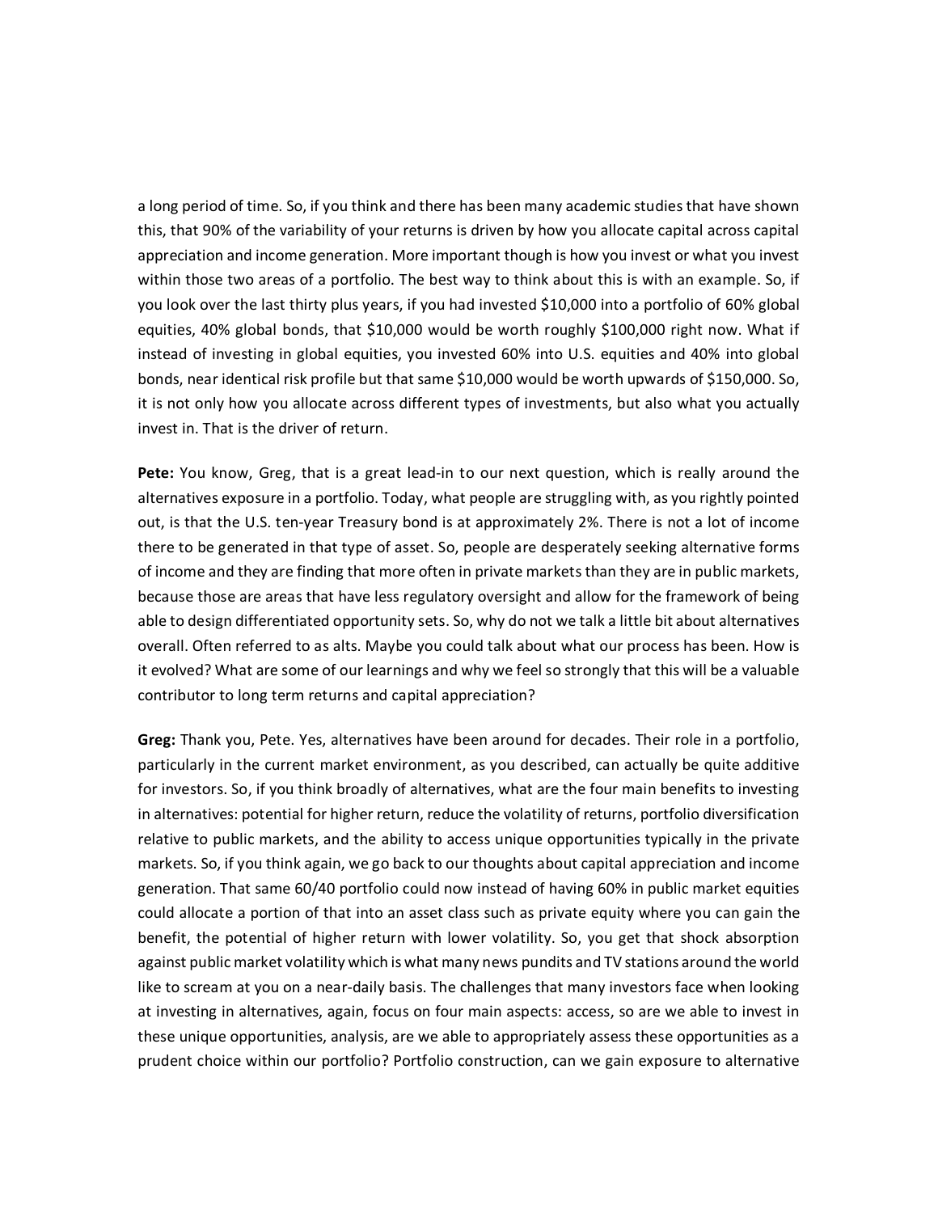a long period of time. So, if you think and there has been many academic studies that have shown this, that 90% of the variability of your returns is driven by how you allocate capital across capital appreciation and income generation. More important though is how you invest or what you invest within those two areas of a portfolio. The best way to think about this is with an example. So, if you look over the last thirty plus years, if you had invested $10,000 into a portfolio of 60% global equities, 40% global bonds, that $10,000 would be worth roughly $100,000 right now. What if instead of investing in global equities, you invested 60% into U.S. equities and 40% into global bonds, near identical risk profile but that same $10,000 would be worth upwards of $150,000. So, it is not only how you allocate across different types of investments, but also what you actually invest in. That is the driver of return.

**Pete:** You know, Greg, that is a great lead-in to our next question, which is really around the alternatives exposure in a portfolio. Today, what people are struggling with, as you rightly pointed out, is that the U.S. ten-year Treasury bond is at approximately 2%. There is not a lot of income there to be generated in that type of asset. So, people are desperately seeking alternative forms of income and they are finding that more often in private markets than they are in public markets, because those are areas that have less regulatory oversight and allow for the framework of being able to design differentiated opportunity sets. So, why do not we talk a little bit about alternatives overall. Often referred to as alts. Maybe you could talk about what our process has been. How is it evolved? What are some of our learnings and why we feel so strongly that this will be a valuable contributor to long term returns and capital appreciation?

**Greg:** Thank you, Pete. Yes, alternatives have been around for decades. Their role in a portfolio, particularly in the current market environment, as you described, can actually be quite additive for investors. So, if you think broadly of alternatives, what are the four main benefits to investing in alternatives: potential for higher return, reduce the volatility of returns, portfolio diversification relative to public markets, and the ability to access unique opportunities typically in the private markets. So, if you think again, we go back to our thoughts about capital appreciation and income generation. That same 60/40 portfolio could now instead of having 60% in public market equities could allocate a portion of that into an asset class such as private equity where you can gain the benefit, the potential of higher return with lower volatility. So, you get that shock absorption against public market volatility which is what many news pundits and TV stations around the world like to scream at you on a near-daily basis. The challenges that many investors face when looking at investing in alternatives, again, focus on four main aspects: access, so are we able to invest in these unique opportunities, analysis, are we able to appropriately assess these opportunities as a prudent choice within our portfolio? Portfolio construction, can we gain exposure to alternative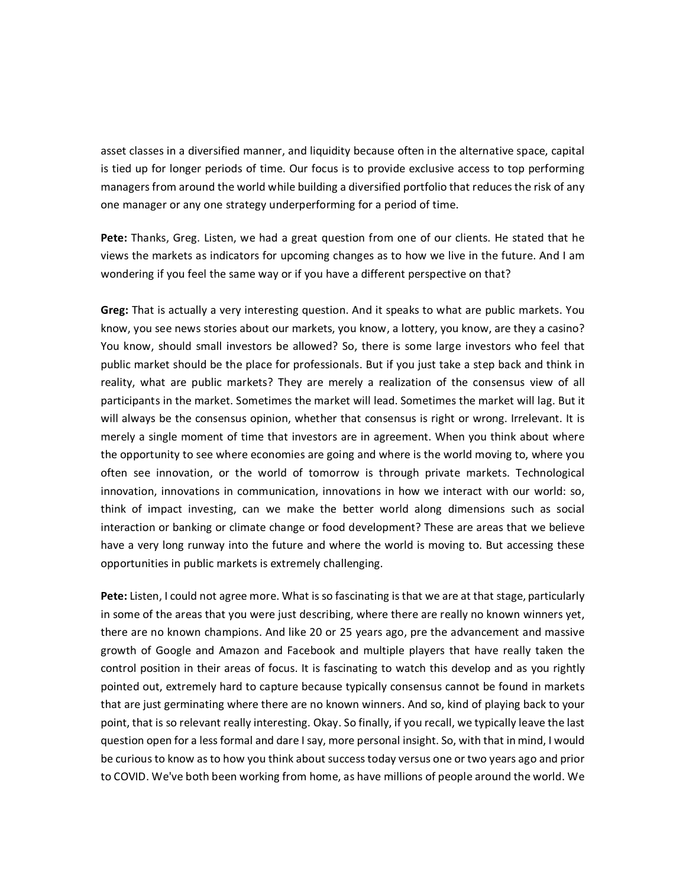asset classes in a diversified manner, and liquidity because often in the alternative space, capital is tied up for longer periods of time. Our focus is to provide exclusive access to top performing managers from around the world while building a diversified portfolio that reduces the risk of any one manager or any one strategy underperforming for a period of time.

**Pete:** Thanks, Greg. Listen, we had a great question from one of our clients. He stated that he views the markets as indicators for upcoming changes as to how we live in the future. And I am wondering if you feel the same way or if you have a different perspective on that?

**Greg:** That is actually a very interesting question. And it speaks to what are public markets. You know, you see news stories about our markets, you know, a lottery, you know, are they a casino? You know, should small investors be allowed? So, there is some large investors who feel that public market should be the place for professionals. But if you just take a step back and think in reality, what are public markets? They are merely a realization of the consensus view of all participants in the market. Sometimes the market will lead. Sometimes the market will lag. But it will always be the consensus opinion, whether that consensus is right or wrong. Irrelevant. It is merely a single moment of time that investors are in agreement. When you think about where the opportunity to see where economies are going and where is the world moving to, where you often see innovation, or the world of tomorrow is through private markets. Technological innovation, innovations in communication, innovations in how we interact with our world: so, think of impact investing, can we make the better world along dimensions such as social interaction or banking or climate change or food development? These are areas that we believe have a very long runway into the future and where the world is moving to. But accessing these opportunities in public markets is extremely challenging.

**Pete:** Listen, I could not agree more. What is so fascinating is that we are at that stage, particularly in some of the areas that you were just describing, where there are really no known winners yet, there are no known champions. And like 20 or 25 years ago, pre the advancement and massive growth of Google and Amazon and Facebook and multiple players that have really taken the control position in their areas of focus. It is fascinating to watch this develop and as you rightly pointed out, extremely hard to capture because typically consensus cannot be found in markets that are just germinating where there are no known winners. And so, kind of playing back to your point, that is so relevant really interesting. Okay. So finally, if you recall, we typically leave the last question open for a less formal and dare I say, more personal insight. So, with that in mind, I would be curious to know as to how you think about success today versus one or two years ago and prior to COVID. We've both been working from home, as have millions of people around the world. We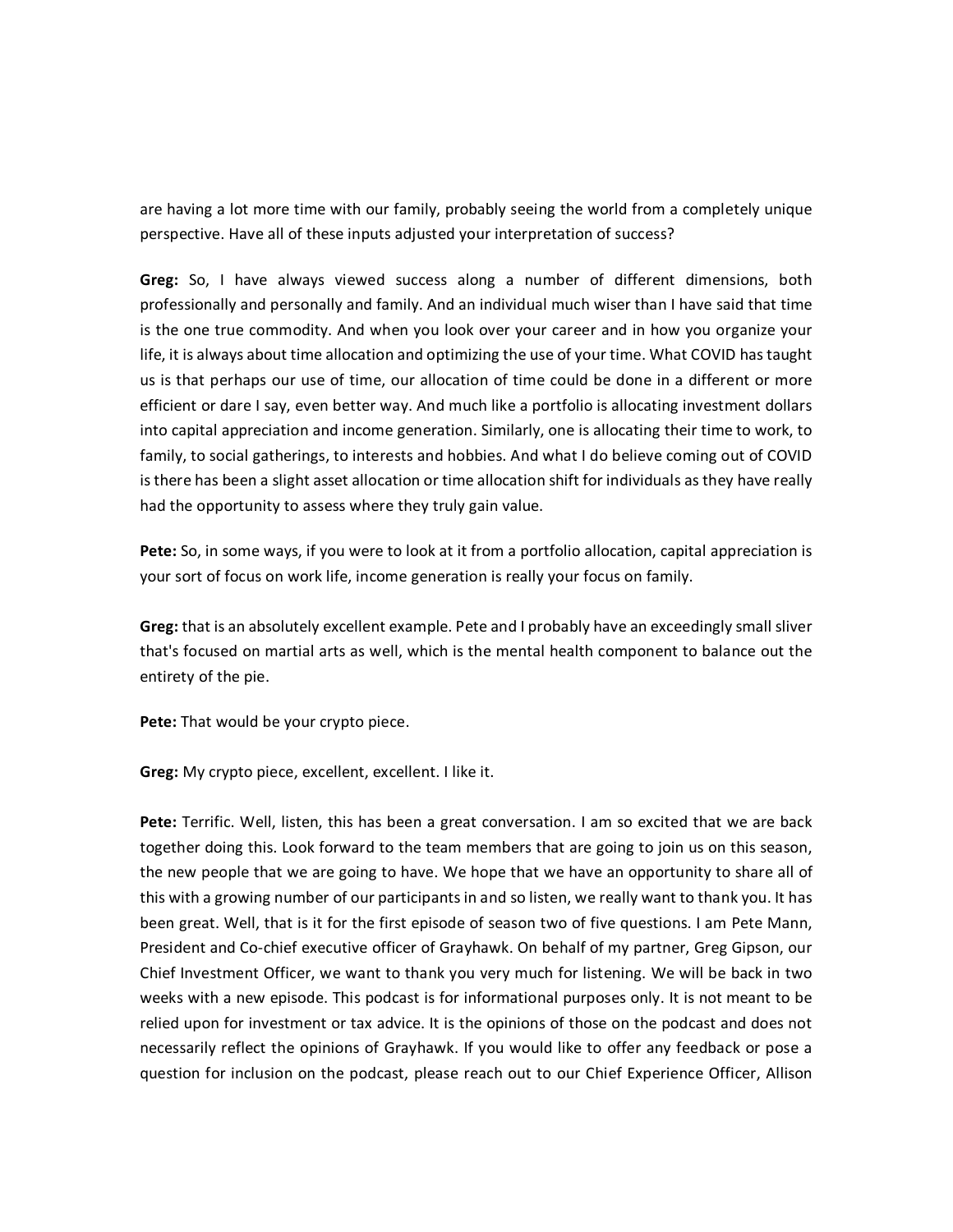are having a lot more time with our family, probably seeing the world from a completely unique perspective. Have all of these inputs adjusted your interpretation of success?

**Greg:** So, I have always viewed success along a number of different dimensions, both professionally and personally and family. And an individual much wiser than I have said that time is the one true commodity. And when you look over your career and in how you organize your life, it is always about time allocation and optimizing the use of your time. What COVID has taught us is that perhaps our use of time, our allocation of time could be done in a different or more efficient or dare I say, even better way. And much like a portfolio is allocating investment dollars into capital appreciation and income generation. Similarly, one is allocating their time to work, to family, to social gatherings, to interests and hobbies. And what I do believe coming out of COVID is there has been a slight asset allocation or time allocation shift for individuals as they have really had the opportunity to assess where they truly gain value.

**Pete:** So, in some ways, if you were to look at it from a portfolio allocation, capital appreciation is your sort of focus on work life, income generation is really your focus on family.

**Greg:** that is an absolutely excellent example. Pete and I probably have an exceedingly small sliver that's focused on martial arts as well, which is the mental health component to balance out the entirety of the pie.

**Pete:** That would be your crypto piece.

**Greg:** My crypto piece, excellent, excellent. I like it.

**Pete:** Terrific. Well, listen, this has been a great conversation. I am so excited that we are back together doing this. Look forward to the team members that are going to join us on this season, the new people that we are going to have. We hope that we have an opportunity to share all of this with a growing number of our participants in and so listen, we really want to thank you. It has been great. Well, that is it for the first episode of season two of five questions. I am Pete Mann, President and Co-chief executive officer of Grayhawk. On behalf of my partner, Greg Gipson, our Chief Investment Officer, we want to thank you very much for listening. We will be back in two weeks with a new episode. This podcast is for informational purposes only. It is not meant to be relied upon for investment or tax advice. It is the opinions of those on the podcast and does not necessarily reflect the opinions of Grayhawk. If you would like to offer any feedback or pose a question for inclusion on the podcast, please reach out to our Chief Experience Officer, Allison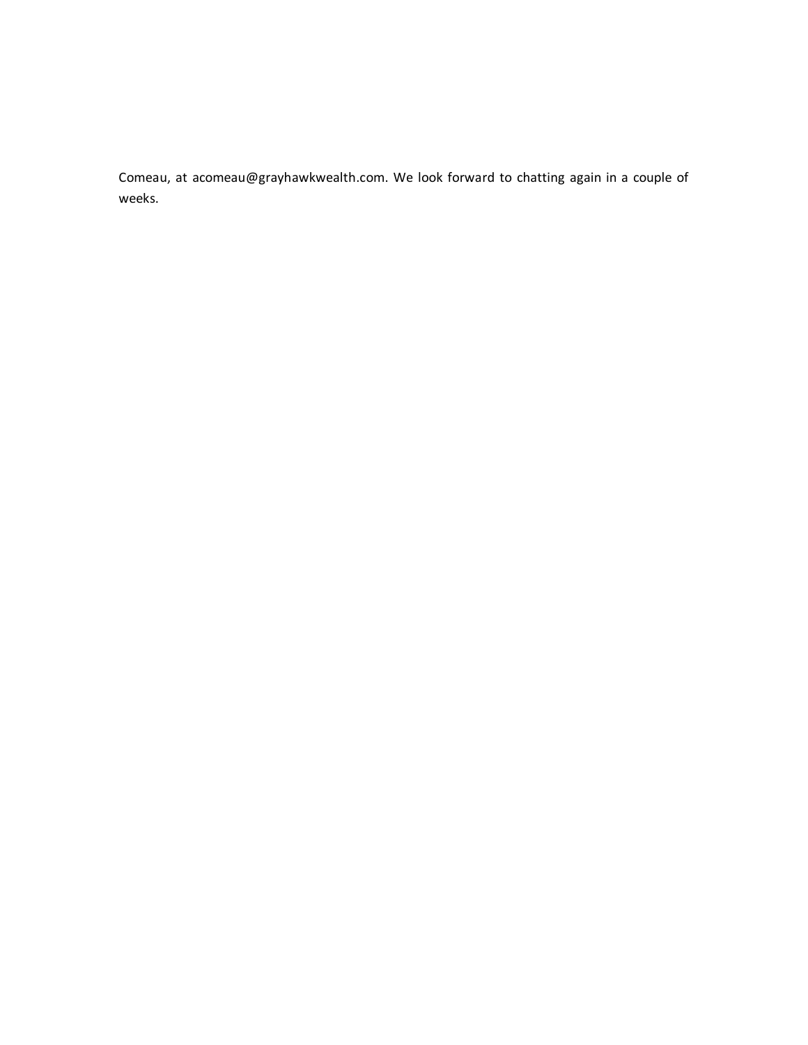Comeau, at acomeau@grayhawkwealth.com. We look forward to chatting again in a couple of weeks.